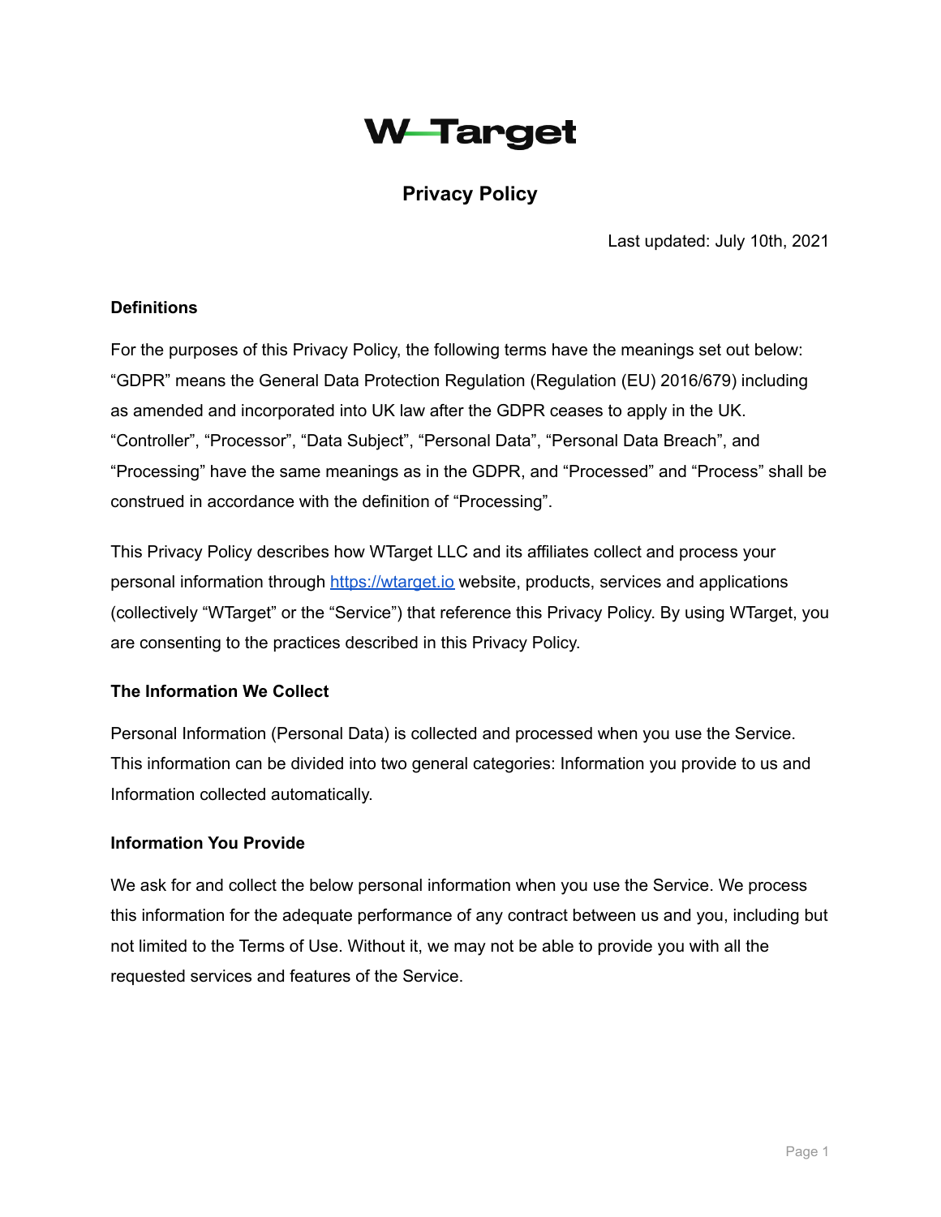# W-Target

## Privacy Policy

Last updated: July 10th, 2021

### Definitions

For the purposes of this Privacy Policy, the following terms have the meanings set out below: "GDPR" means the General Data Protection Regulation (Regulation (EU) 2016/679) including as amended and incorporated into UK law after the GDPR ceases to apply in the UK. "Controller", "Processor", "Data Subject", "Personal Data", "Personal Data Breach", and "Processing" have the same meanings as in the GDPR, and "Processed" and "Process" shall be construed in accordance with the definition of "Processing".

This Privacy Policy describes how WTarget LLC and its affiliates collect and process your personal information through [https://wtarget.io](https://wtarget.io) website, products, services and applications (collectively "WTarget" or the "Service") that reference this Privacy Policy. By using WTarget, you are consenting to the practices described in this Privacy Policy.

### The Information We Collect

Personal Information (Personal Data) is collected and processed when you use the Service. This information can be divided into two general categories: Information you provide to us and Information collected automatically.

### Information You Provide

We ask for and collect the below personal information when you use the Service. We process this information for the adequate performance of any contract between us and you, including but not limited to the Terms of Use. Without it, we may not be able to provide you with all the requested services and features of the Service.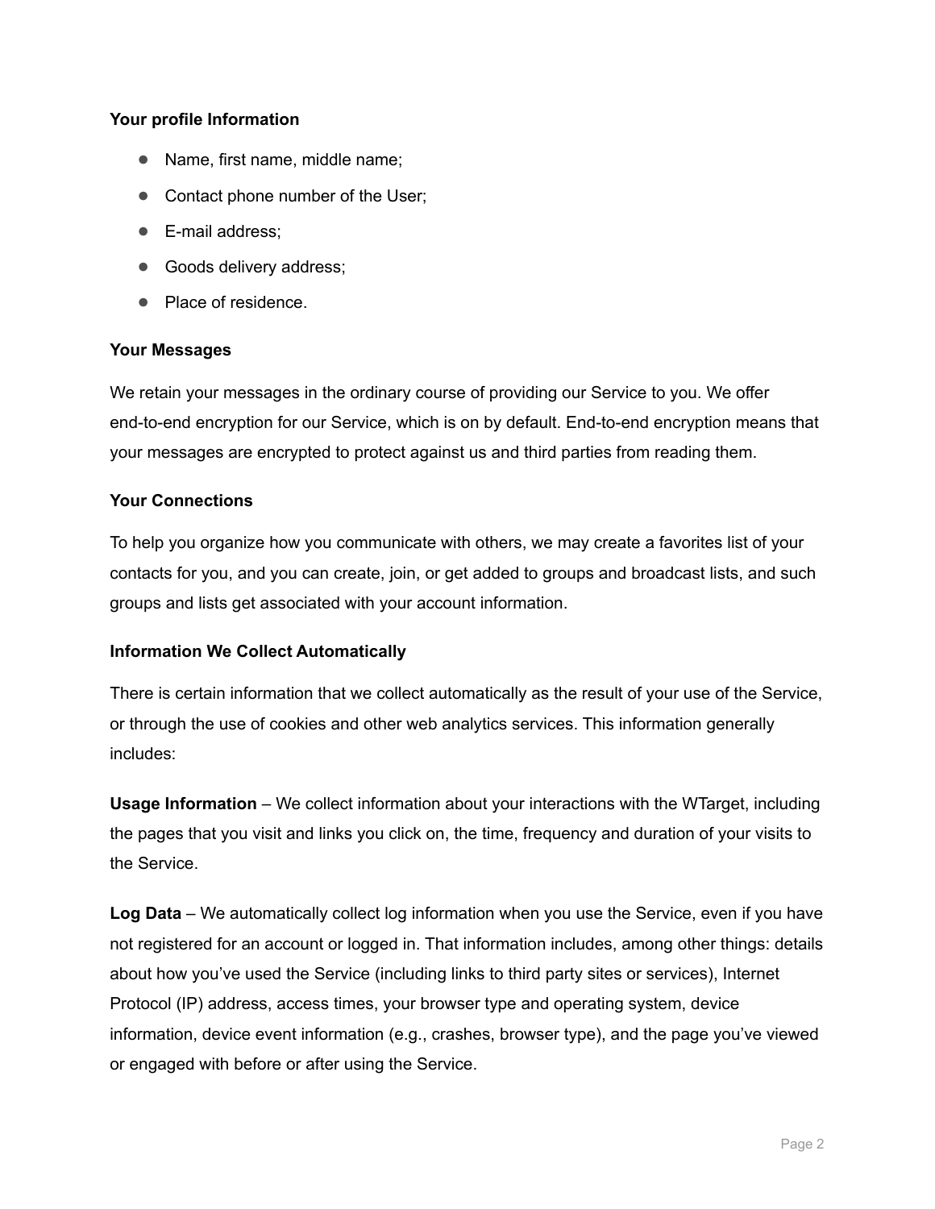**Your profile Information**

- Name, first name, middle name;
- Contact phone number of the User;
- E-mail address;
- Goods delivery address;
- Place of residence.

**Your Messages**

We retain your messages in the ordinary course of providing our Service to you. We offer end-to-end encryption for our Service, which is on by default. End-to-end encryption means that your messages are encrypted to protect against us and third parties from reading them.

**Your Connections**

To help you organize how you communicate with others, we may create a favorites list of your contacts for you, and you can create, join, or get added to groups and broadcast lists, and such groups and lists get associated with your account information.

**Information We Collect Automatically**

There is certain information that we collect automatically as the result of your use of the Service, or through the use of cookies and other web analytics services. This information generally includes:

**Usage Information** – We collect information about your interactions with the WTarget, including the pages that you visit and links you click on, the time, frequency and duration of your visits to the Service.

**Log Data** – We automatically collect log information when you use the Service, even if you have not registered for an account or logged in. That information includes, among other things: details about how you've used the Service (including links to third party sites or services), Internet Protocol (IP) address, access times, your browser type and operating system, device information, device event information (e.g., crashes, browser type), and the page you've viewed or engaged with before or after using the Service.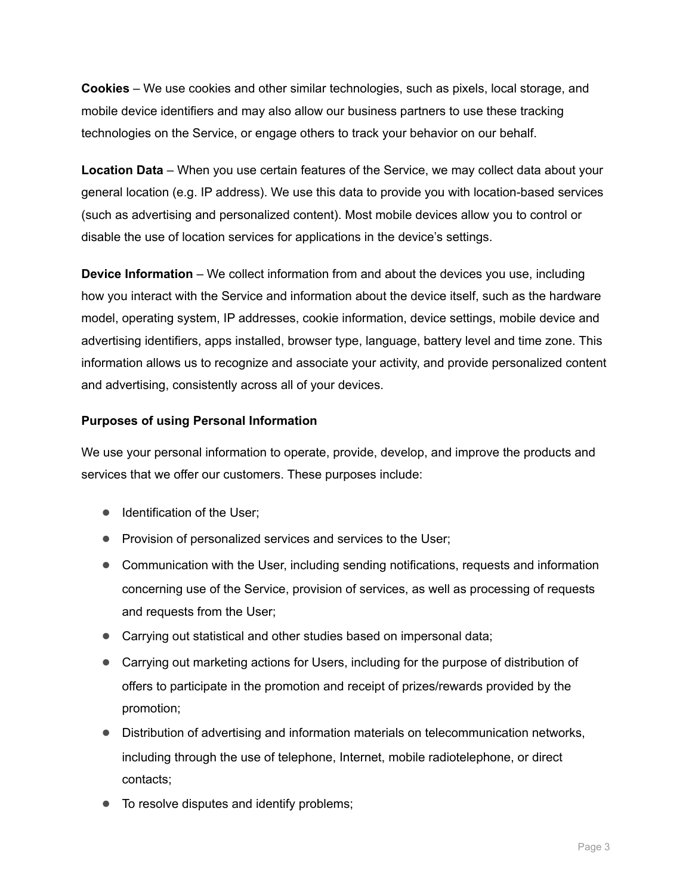**Cookies** – We use cookies and other similar technologies, such as pixels, local storage, and mobile device identifiers and may also allow our business partners to use these tracking technologies on the Service, or engage others to track your behavior on our behalf.

**Location Data** – When you use certain features of the Service, we may collect data about your general location (e.g. IP address). We use this data to provide you with location-based services (such as advertising and personalized content). Most mobile devices allow you to control or disable the use of location services for applications in the device's settings.

**Device Information** – We collect information from and about the devices you use, including how you interact with the Service and information about the device itself, such as the hardware model, operating system, IP addresses, cookie information, device settings, mobile device and advertising identifiers, apps installed, browser type, language, battery level and time zone. This information allows us to recognize and associate your activity, and provide personalized content and advertising, consistently across all of your devices.

**Purposes of using Personal Information**

We use your personal information to operate, provide, develop, and improve the products and services that we offer our customers. These purposes include:

- Identification of the User;
- Provision of personalized services and services to the User;
- Communication with the User, including sending notifications, requests and information concerning use of the Service, provision of services, as well as processing of requests and requests from the User;
- Carrying out statistical and other studies based on impersonal data;
- Carrying out marketing actions for Users, including for the purpose of distribution of offers to participate in the promotion and receipt of prizes/rewards provided by the promotion;
- Distribution of advertising and information materials on telecommunication networks, including through the use of telephone, Internet, mobile radiotelephone, or direct contacts;
- To resolve disputes and identify problems;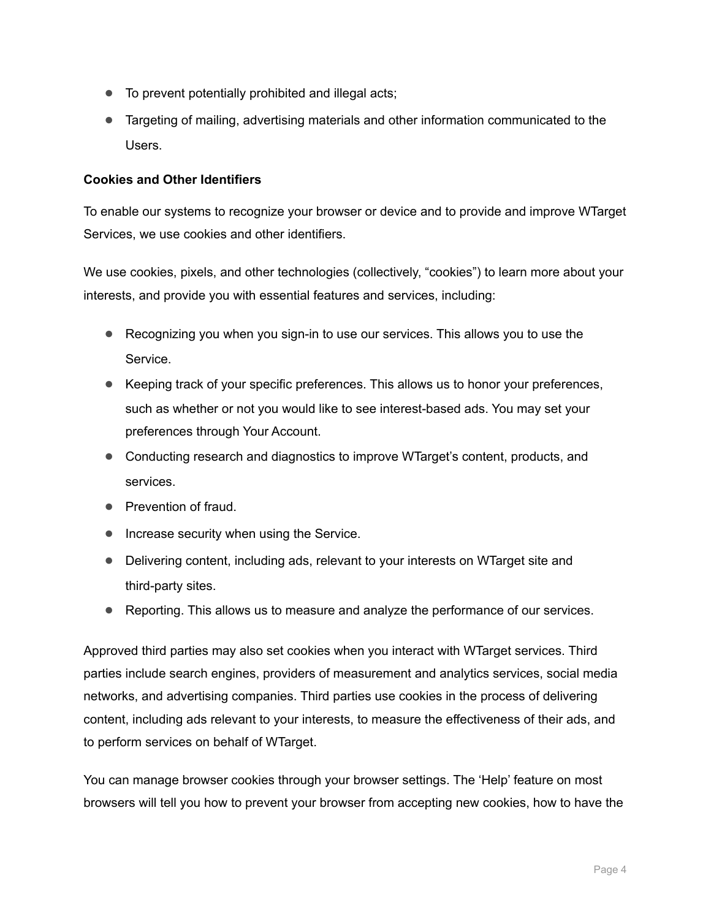- To prevent potentially prohibited and illegal acts;
- Targeting of mailing, advertising materials and other information communicated to the Users.

**Cookies and Other Identifiers**

To enable our systems to recognize your browser or device and to provide and improve WTarget Services, we use cookies and other identifiers.

We use cookies, pixels, and other technologies (collectively, “cookies”) to learn more about your interests, and provide you with essential features and services, including:

- Recognizing you when you sign-in to use our services. This allows you to use the Service.
- Keeping track of your specific preferences. This allows us to honor your preferences, such as whether or not you would like to see interest-based ads. You may set your preferences through Your Account.
- Conducting research and diagnostics to improve WTarget’s content, products, and services.
- Prevention of fraud.
- Increase security when using the Service.
- Delivering content, including ads, relevant to your interests on WTarget site and third-party sites.
- Reporting. This allows us to measure and analyze the performance of our services.

Approved third parties may also set cookies when you interact with WTarget services. Third parties include search engines, providers of measurement and analytics services, social media networks, and advertising companies. Third parties use cookies in the process of delivering content, including ads relevant to your interests, to measure the effectiveness of their ads, and to perform services on behalf of WTarget.

You can manage browser cookies through your browser settings. The ‘Help’ feature on most browsers will tell you how to prevent your browser from accepting new cookies, how to have the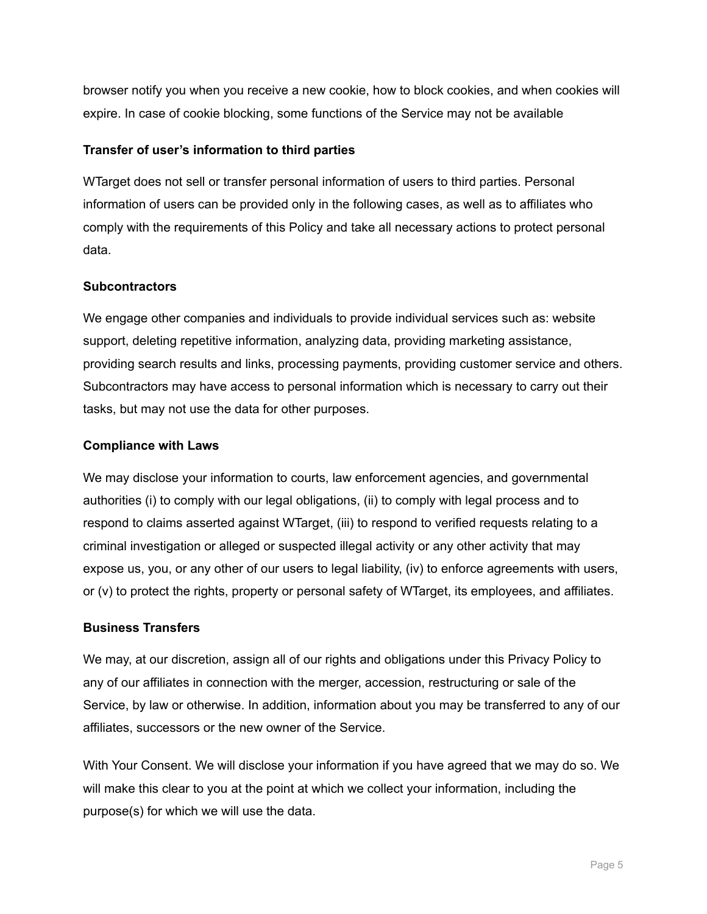browser notify you when you receive a new cookie, how to block cookies, and when cookies will expire. In case of cookie blocking, some functions of the Service may not be available

**Transfer of user's information to third parties**

WTarget does not sell or transfer personal information of users to third parties. Personal information of users can be provided only in the following cases, as well as to affiliates who comply with the requirements of this Policy and take all necessary actions to protect personal data.

**Subcontractors**

We engage other companies and individuals to provide individual services such as: website support, deleting repetitive information, analyzing data, providing marketing assistance, providing search results and links, processing payments, providing customer service and others. Subcontractors may have access to personal information which is necessary to carry out their tasks, but may not use the data for other purposes.

**Compliance with Laws**

We may disclose your information to courts, law enforcement agencies, and governmental authorities (i) to comply with our legal obligations, (ii) to comply with legal process and to respond to claims asserted against WTarget, (iii) to respond to verified requests relating to a criminal investigation or alleged or suspected illegal activity or any other activity that may expose us, you, or any other of our users to legal liability, (iv) to enforce agreements with users, or (v) to protect the rights, property or personal safety of WTarget, its employees, and affiliates.

**Business Transfers**

We may, at our discretion, assign all of our rights and obligations under this Privacy Policy to any of our affiliates in connection with the merger, accession, restructuring or sale of the Service, by law or otherwise. In addition, information about you may be transferred to any of our affiliates, successors or the new owner of the Service.

With Your Consent. We will disclose your information if you have agreed that we may do so. We will make this clear to you at the point at which we collect your information, including the purpose(s) for which we will use the data.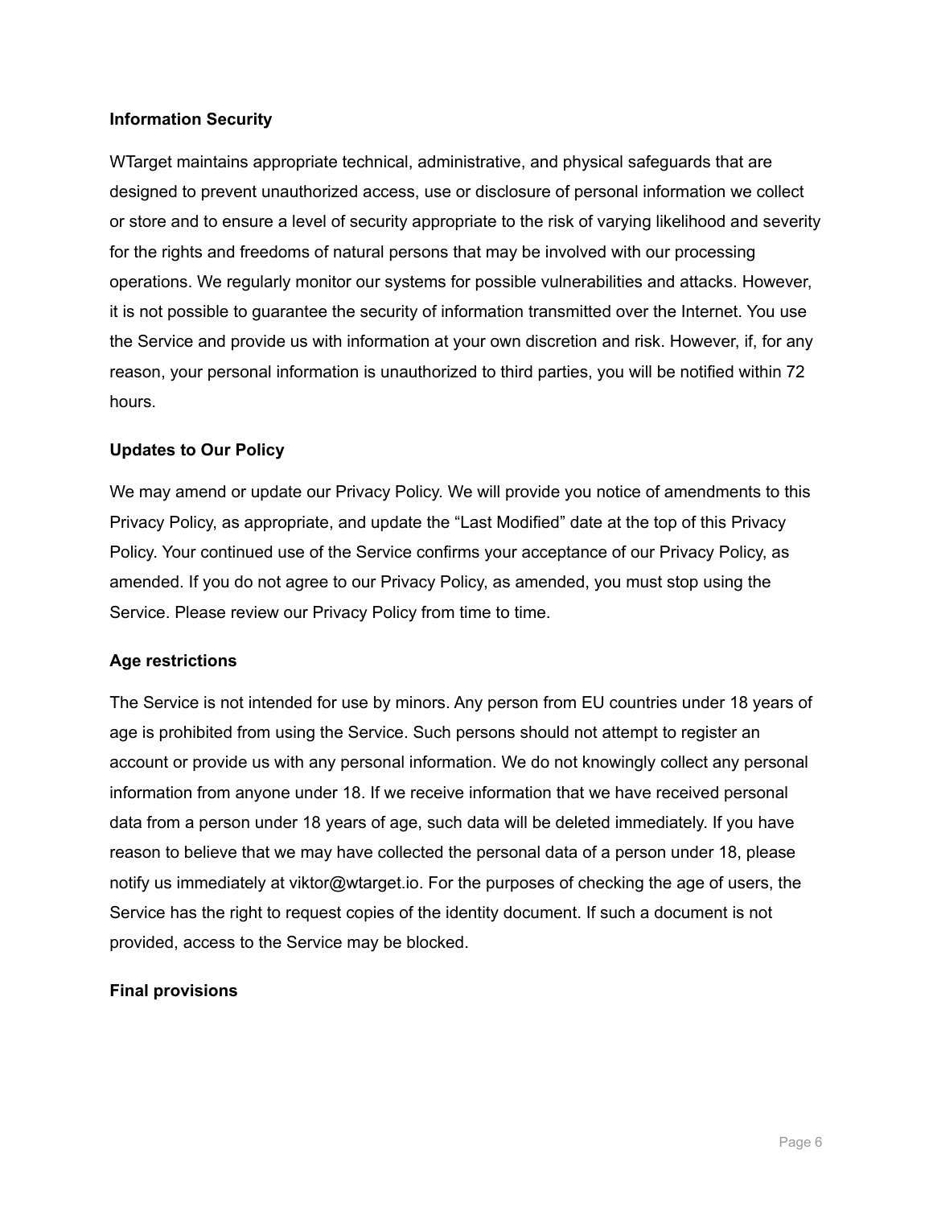**Information Security**

WTarget maintains appropriate technical, administrative, and physical safeguards that are designed to prevent unauthorized access, use or disclosure of personal information we collect or store and to ensure a level of security appropriate to the risk of varying likelihood and severity for the rights and freedoms of natural persons that may be involved with our processing operations. We regularly monitor our systems for possible vulnerabilities and attacks. However, it is not possible to guarantee the security of information transmitted over the Internet. You use the Service and provide us with information at your own discretion and risk. However, if, for any reason, your personal information is unauthorized to third parties, you will be notified within 72 hours.

**Updates to Our Policy**

We may amend or update our Privacy Policy. We will provide you notice of amendments to this Privacy Policy, as appropriate, and update the “Last Modified” date at the top of this Privacy Policy. Your continued use of the Service confirms your acceptance of our Privacy Policy, as amended. If you do not agree to our Privacy Policy, as amended, you must stop using the Service. Please review our Privacy Policy from time to time.

**Age restrictions**

The Service is not intended for use by minors. Any person from EU countries under 18 years of age is prohibited from using the Service. Such persons should not attempt to register an account or provide us with any personal information. We do not knowingly collect any personal information from anyone under 18. If we receive information that we have received personal data from a person under 18 years of age, such data will be deleted immediately. If you have reason to believe that we may have collected the personal data of a person under 18, please notify us immediately at viktor@wtarget.io. For the purposes of checking the age of users, the Service has the right to request copies of the identity document. If such a document is not provided, access to the Service may be blocked.

**Final provisions**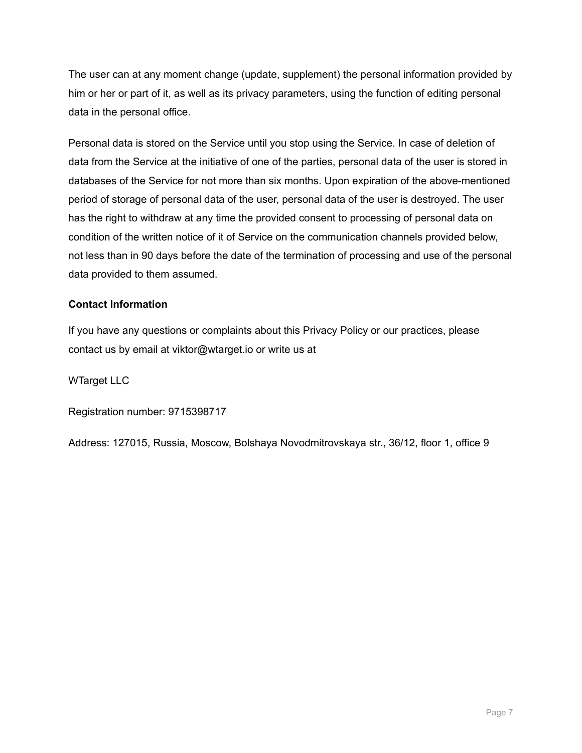The user can at any moment change (update, supplement) the personal information provided by him or her or part of it, as well as its privacy parameters, using the function of editing personal data in the personal office.

Personal data is stored on the Service until you stop using the Service. In case of deletion of data from the Service at the initiative of one of the parties, personal data of the user is stored in databases of the Service for not more than six months. Upon expiration of the above-mentioned period of storage of personal data of the user, personal data of the user is destroyed. The user has the right to withdraw at any time the provided consent to processing of personal data on condition of the written notice of it of Service on the communication channels provided below, not less than in 90 days before the date of the termination of processing and use of the personal data provided to them assumed.

**Contact Information**

If you have any questions or complaints about this Privacy Policy or our practices, please contact us by email at viktor@wtarget.io or write us at

WTarget LLC

Registration number: 9715398717

Address: 127015, Russia, Moscow, Bolshaya Novodmitrovskaya str., 36/12, floor 1, office 9